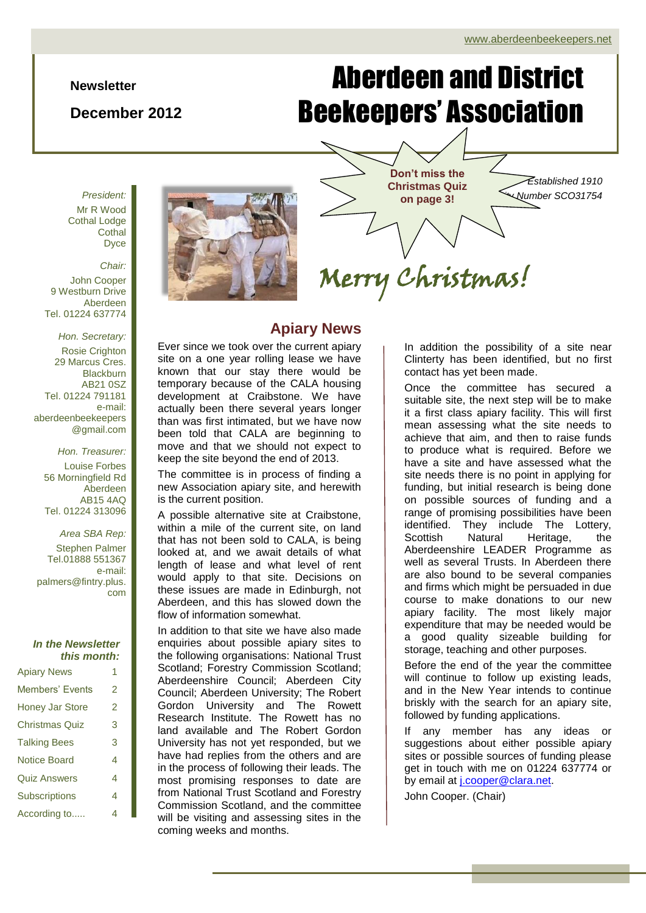www.aberdeenbeekeepers.net

**Newsletter**

**December 2012**

# Aberdeen and District Beekeepers' Association

**Don't miss the Christmas Quiz on page 3!**

*Established 1910*
*Charity Number SCO31754*

*President:*
Mr R Wood
Cothal Lodge
Cothal
Dyce

*Chair:*
John Cooper
9 Westburn Drive
Aberdeen
Tel. 01224 637774

*Hon. Secretary:*
Rosie Crighton
29 Marcus Cres.
Blackburn
AB21 0SZ
Tel. 01224 791181
e-mail:
aberdeenbeekeepers@gmail.com

*Hon. Treasurer:*
Louise Forbes
56 Morningfield Rd
Aberdeen
AB15 4AQ
Tel. 01224 313096

*Area SBA Rep:*
Stephen Palmer
Tel.01888 551367
e-mail:
palmers@fintry.plus.com

***In the Newsletter this month:***

| | |
|---|---|
| Apiary News | 1 |
| Members' Events | 2 |
| Honey Jar Store | 2 |
| Christmas Quiz | 3 |
| Talking Bees | 3 |
| Notice Board | 4 |
| Quiz Answers | 4 |
| Subscriptions | 4 |
| According to..... | 4 |

*Merry Christmas!*

## Apiary News

Ever since we took over the current apiary site on a one year rolling lease we have known that our stay there would be temporary because of the CALA housing development at Craibstone. We have actually been there several years longer than was first intimated, but we have now been told that CALA are beginning to move and that we should not expect to keep the site beyond the end of 2013.

The committee is in process of finding a new Association apiary site, and herewith is the current position.

A possible alternative site at Craibstone, within a mile of the current site, on land that has not been sold to CALA, is being looked at, and we await details of what length of lease and what level of rent would apply to that site. Decisions on these issues are made in Edinburgh, not Aberdeen, and this has slowed down the flow of information somewhat.

In addition to that site we have also made enquiries about possible apiary sites to the following organisations: National Trust Scotland; Forestry Commission Scotland; Aberdeenshire Council; Aberdeen City Council; Aberdeen University; The Robert Gordon University and The Rowett Research Institute. The Rowett has no land available and The Robert Gordon University has not yet responded, but we have had replies from the others and are in the process of following their leads. The most promising responses to date are from National Trust Scotland and Forestry Commission Scotland, and the committee will be visiting and assessing sites in the coming weeks and months.

In addition the possibility of a site near Clinterty has been identified, but no first contact has yet been made.

Once the committee has secured a suitable site, the next step will be to make it a first class apiary facility. This will first mean assessing what the site needs to achieve that aim, and then to raise funds to produce what is required. Before we have a site and have assessed what the site needs there is no point in applying for funding, but initial research is being done on possible sources of funding and a range of promising possibilities have been identified. They include The Lottery, Scottish Natural Heritage, the Aberdeenshire LEADER Programme as well as several Trusts. In Aberdeen there are also bound to be several companies and firms which might be persuaded in due course to make donations to our new apiary facility. The most likely major expenditure that may be needed would be a good quality sizeable building for storage, teaching and other purposes.

Before the end of the year the committee will continue to follow up existing leads, and in the New Year intends to continue briskly with the search for an apiary site, followed by funding applications.

If any member has any ideas or suggestions about either possible apiary sites or possible sources of funding please get in touch with me on 01224 637774 or by email at j.cooper@clara.net.

John Cooper. (Chair)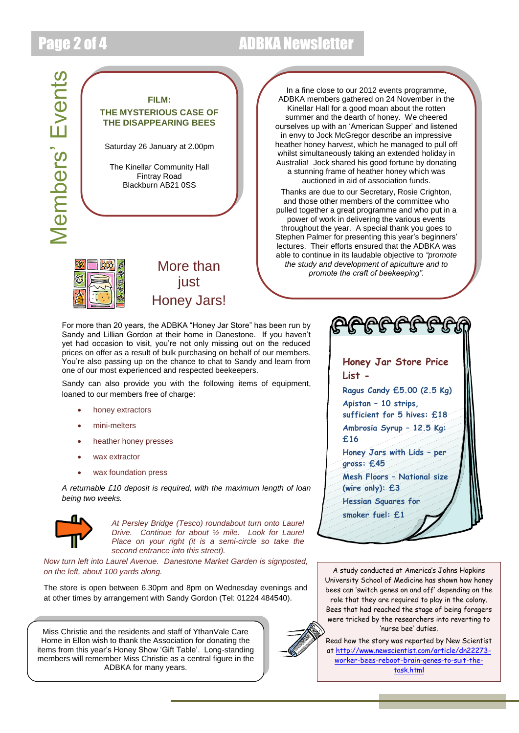# Members' Events

**FILM:**
**THE MYSTERIOUS CASE OF THE DISAPPEARING BEES**

Saturday 26 January at 2.00pm

The Kinellar Community Hall
Fintray Road
Blackburn AB21 0SS

In a fine close to our 2012 events programme, ADBKA members gathered on 24 November in the Kinellar Hall for a good moan about the rotten summer and the dearth of honey. We cheered ourselves up with an 'American Supper' and listened in envy to Jock McGregor describe an impressive heather honey harvest, which he managed to pull off whilst simultaneously taking an extended holiday in Australia! Jock shared his good fortune by donating a stunning frame of heather honey which was auctioned in aid of association funds.

Thanks are due to our Secretary, Rosie Crighton, and those other members of the committee who pulled together a great programme and who put in a power of work in delivering the various events throughout the year. A special thank you goes to Stephen Palmer for presenting this year's beginners' lectures. Their efforts ensured that the ADBKA was able to continue in its laudable objective to *"promote the study and development of apiculture and to promote the craft of beekeeping".*

## More than just Honey Jars!

For more than 20 years, the ADBKA "Honey Jar Store" has been run by Sandy and Lillian Gordon at their home in Danestone. If you haven't yet had occasion to visit, you're not only missing out on the reduced prices on offer as a result of bulk purchasing on behalf of our members. You're also passing up on the chance to chat to Sandy and learn from one of our most experienced and respected beekeepers.

Sandy can also provide you with the following items of equipment, loaned to our members free of charge:

- honey extractors
- mini-melters
- heather honey presses
- wax extractor
- wax foundation press

*A returnable £10 deposit is required, with the maximum length of loan being two weeks.*

*At Persley Bridge (Tesco) roundabout turn onto Laurel Drive. Continue for about ½ mile. Look for Laurel Place on your right (it is a semi-circle so take the second entrance into this street).*

*Now turn left into Laurel Avenue. Danestone Market Garden is signposted, on the left, about 100 yards along.*

The store is open between 6.30pm and 8pm on Wednesday evenings and at other times by arrangement with Sandy Gordon (Tel: 01224 484540).

### Honey Jar Store Price List -

- Ragus Candy £5.00 (2.5 Kg)
- Apistan – 10 strips, sufficient for 5 hives: £18
- Ambrosia Syrup – 12.5 Kg: £16
- Honey Jars with Lids – per gross: £45
- Mesh Floors – National size (wire only): £3
- Hessian Squares for smoker fuel: £1

Miss Christie and the residents and staff of YthanVale Care Home in Ellon wish to thank the Association for donating the items from this year's Honey Show 'Gift Table'. Long-standing members will remember Miss Christie as a central figure in the ADBKA for many years.

A study conducted at America's Johns Hopkins University School of Medicine has shown how honey bees can 'switch genes on and off' depending on the role that they are required to play in the colony. Bees that had reached the stage of being foragers were tricked by the researchers into reverting to 'nurse bee' duties.

Read how the story was reported by New Scientist at http://www.newscientist.com/article/dn22273-worker-bees-reboot-brain-genes-to-suit-the-task.html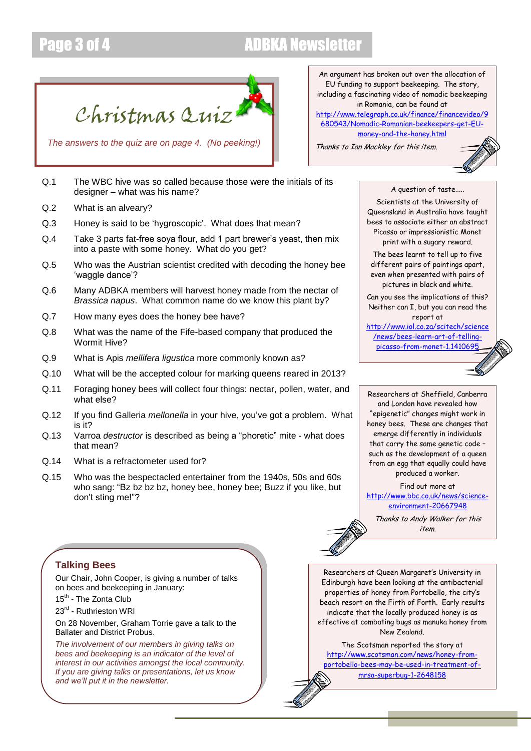# Christmas Quiz

*The answers to the quiz are on page 4. (No peeking!)*

Q.1 The WBC hive was so called because those were the initials of its designer – what was his name?

Q.2 What is an alveary?

Q.3 Honey is said to be 'hygroscopic'. What does that mean?

Q.4 Take 3 parts fat-free soya flour, add 1 part brewer's yeast, then mix into a paste with some honey. What do you get?

Q.5 Who was the Austrian scientist credited with decoding the honey bee 'waggle dance'?

Q.6 Many ADBKA members will harvest honey made from the nectar of *Brassica napus*. What common name do we know this plant by?

Q.7 How many eyes does the honey bee have?

Q.8 What was the name of the Fife-based company that produced the Wormit Hive?

Q.9 What is Apis *mellifera ligustica* more commonly known as?

Q.10 What will be the accepted colour for marking queens reared in 2013?

Q.11 Foraging honey bees will collect four things: nectar, pollen, water, and what else?

Q.12 If you find Galleria *mellonella* in your hive, you've got a problem. What is it?

Q.13 Varroa *destructor* is described as being a "phoretic" mite - what does that mean?

Q.14 What is a refractometer used for?

Q.15 Who was the bespectacled entertainer from the 1940s, 50s and 60s who sang: "Bz bz bz bz, honey bee, honey bee; Buzz if you like, but don't sting me!"?

## Talking Bees

Our Chair, John Cooper, is giving a number of talks on bees and beekeeping in January:

15th - The Zonta Club

23rd - Ruthrieston WRI

On 28 November, Graham Torrie gave a talk to the Ballater and District Probus.

*The involvement of our members in giving talks on bees and beekeeping is an indicator of the level of interest in our activities amongst the local community. If you are giving talks or presentations, let us know and we'll put it in the newsletter.*

---

An argument has broken out over the allocation of EU funding to support beekeeping. The story, including a fascinating video of nomadic beekeeping in Romania, can be found at http://www.telegraph.co.uk/finance/financevideo/9680543/Nomadic-Romanian-beekeepers-get-EU-money-and-the-honey.html

*Thanks to Ian Mackley for this item.*

---

A question of taste.....

Scientists at the University of Queensland in Australia have taught bees to associate either an abstract Picasso or impressionistic Monet print with a sugary reward.

The bees learnt to tell up to five different pairs of paintings apart, even when presented with pairs of pictures in black and white.

Can you see the implications of this? Neither can I, but you can read the report at http://www.iol.co.za/scitech/science/news/bees-learn-art-of-telling-picasso-from-monet-1.1410695

---

Researchers at Sheffield, Canberra and London have revealed how "epigenetic" changes might work in honey bees. These are changes that emerge differently in individuals that carry the same genetic code – such as the development of a queen from an egg that equally could have produced a worker.

Find out more at http://www.bbc.co.uk/news/science-environment-20667948

*Thanks to Andy Walker for this item.*

---

Researchers at Queen Margaret's University in Edinburgh have been looking at the antibacterial properties of honey from Portobello, the city's beach resort on the Firth of Forth. Early results indicate that the locally produced honey is as effective at combating bugs as manuka honey from New Zealand.

The Scotsman reported the story at http://www.scotsman.com/news/honey-from-portobello-bees-may-be-used-in-treatment-of-mrsa-superbug-1-2648158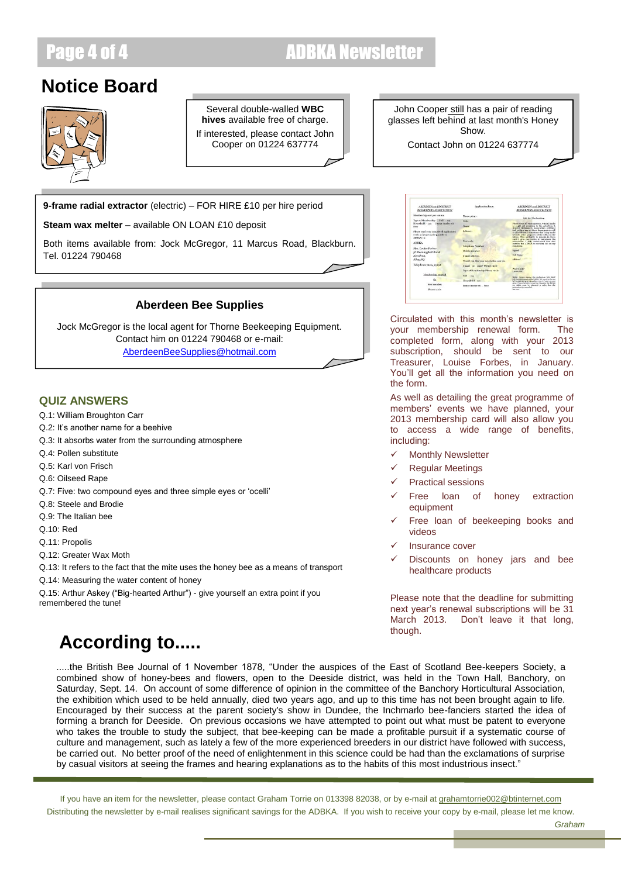# Notice Board

Several double-walled **WBC hives** available free of charge.

If interested, please contact John Cooper on 01224 637774

John Cooper still has a pair of reading glasses left behind at last month's Honey Show.

Contact John on 01224 637774

**9-frame radial extractor** (electric) – FOR HIRE £10 per hire period

**Steam wax melter** – available ON LOAN £10 deposit

Both items available from: Jock McGregor, 11 Marcus Road, Blackburn. Tel. 01224 790468

### Aberdeen Bee Supplies

Jock McGregor is the local agent for Thorne Beekeeping Equipment. Contact him on 01224 790468 or e-mail: AberdeenBeeSupplies@hotmail.com

Circulated with this month's newsletter is your membership renewal form. The completed form, along with your 2013 subscription, should be sent to our Treasurer, Louise Forbes, in January. You'll get all the information you need on the form.

As well as detailing the great programme of members' events we have planned, your 2013 membership card will also allow you to access a wide range of benefits, including:

- Monthly Newsletter
- Regular Meetings
- Practical sessions
- Free loan of honey extraction equipment
- Free loan of beekeeping books and videos
- Insurance cover
- Discounts on honey jars and bee healthcare products

Please note that the deadline for submitting next year's renewal subscriptions will be 31 March 2013. Don't leave it that long, though.

## QUIZ ANSWERS

Q.1: William Broughton Carr

Q.2: It's another name for a beehive

Q.3: It absorbs water from the surrounding atmosphere

Q.4: Pollen substitute

Q.5: Karl von Frisch

Q.6: Oilseed Rape

Q.7: Five: two compound eyes and three simple eyes or 'ocelli'

Q.8: Steele and Brodie

Q.9: The Italian bee

Q.10: Red

Q.11: Propolis

Q.12: Greater Wax Moth

Q.13: It refers to the fact that the mite uses the honey bee as a means of transport

Q.14: Measuring the water content of honey

Q.15: Arthur Askey ("Big-hearted Arthur") - give yourself an extra point if you remembered the tune!

# According to.....

.....the British Bee Journal of 1 November 1878, "Under the auspices of the East of Scotland Bee-keepers Society, a combined show of honey-bees and flowers, open to the Deeside district, was held in the Town Hall, Banchory, on Saturday, Sept. 14. On account of some difference of opinion in the committee of the Banchory Horticultural Association, the exhibition which used to be held annually, died two years ago, and up to this time has not been brought again to life. Encouraged by their success at the parent society's show in Dundee, the Inchmarlo bee-fanciers started the idea of forming a branch for Deeside. On previous occasions we have attempted to point out what must be patent to everyone who takes the trouble to study the subject, that bee-keeping can be made a profitable pursuit if a systematic course of culture and management, such as lately a few of the more experienced breeders in our district have followed with success, be carried out. No better proof of the need of enlightenment in this science could be had than the exclamations of surprise by casual visitors at seeing the frames and hearing explanations as to the habits of this most industrious insect."

If you have an item for the newsletter, please contact Graham Torrie on 013398 82038, or by e-mail at grahamtorrie002@btinternet.com

Distributing the newsletter by e-mail realises significant savings for the ADBKA. If you wish to receive your copy by e-mail, please let me know.

*Graham*